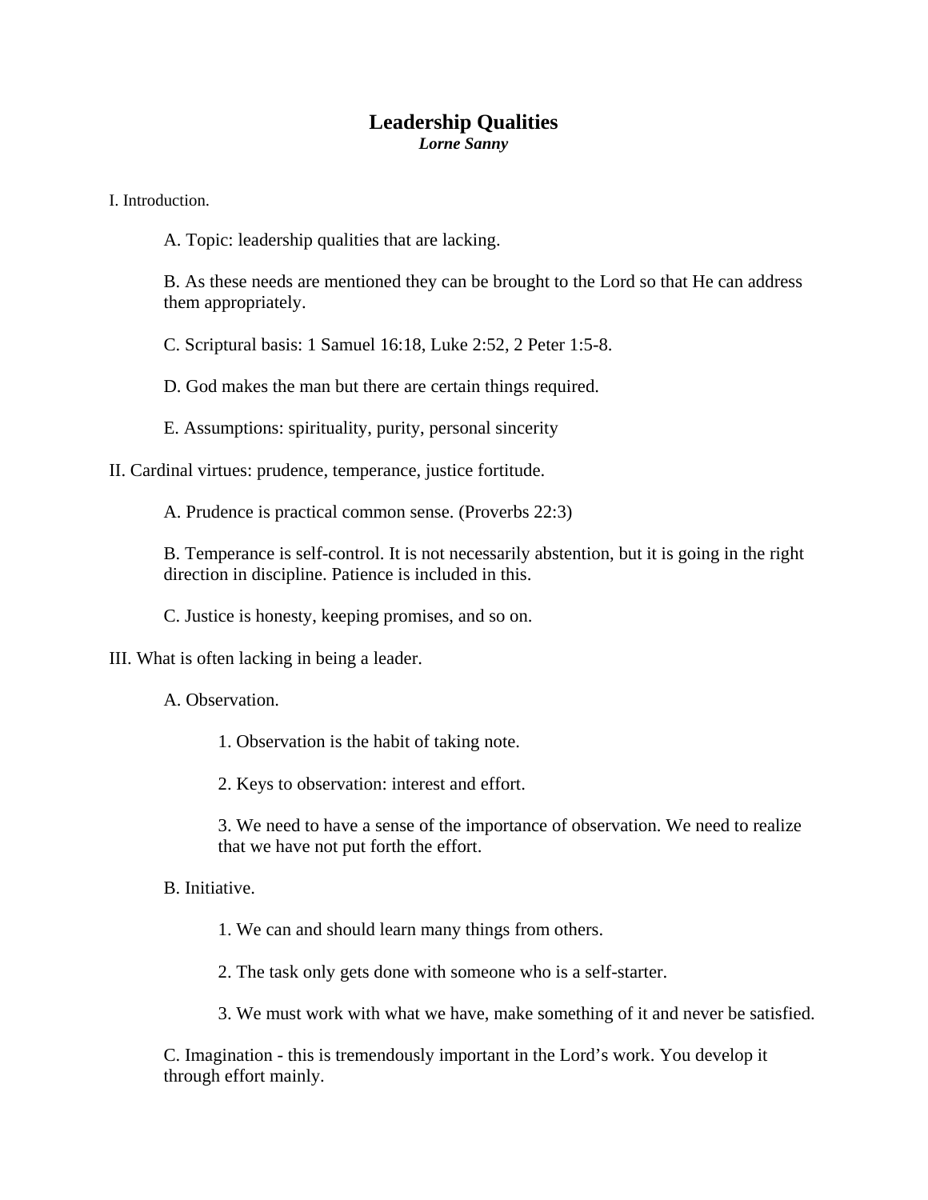# Leadership Qualities

***Lorne Sanny***

I. Introduction.

A. Topic: leadership qualities that are lacking.

B. As these needs are mentioned they can be brought to the Lord so that He can address them appropriately.

C. Scriptural basis: 1 Samuel 16:18, Luke 2:52, 2 Peter 1:5-8.

D. God makes the man but there are certain things required.

E. Assumptions: spirituality, purity, personal sincerity

II. Cardinal virtues: prudence, temperance, justice fortitude.

A. Prudence is practical common sense. (Proverbs 22:3)

B. Temperance is self-control. It is not necessarily abstention, but it is going in the right direction in discipline. Patience is included in this.

C. Justice is honesty, keeping promises, and so on.

III. What is often lacking in being a leader.

A. Observation.

1. Observation is the habit of taking note.

2. Keys to observation: interest and effort.

3. We need to have a sense of the importance of observation. We need to realize that we have not put forth the effort.

B. Initiative.

1. We can and should learn many things from others.

2. The task only gets done with someone who is a self-starter.

3. We must work with what we have, make something of it and never be satisfied.

C. Imagination - this is tremendously important in the Lord's work. You develop it through effort mainly.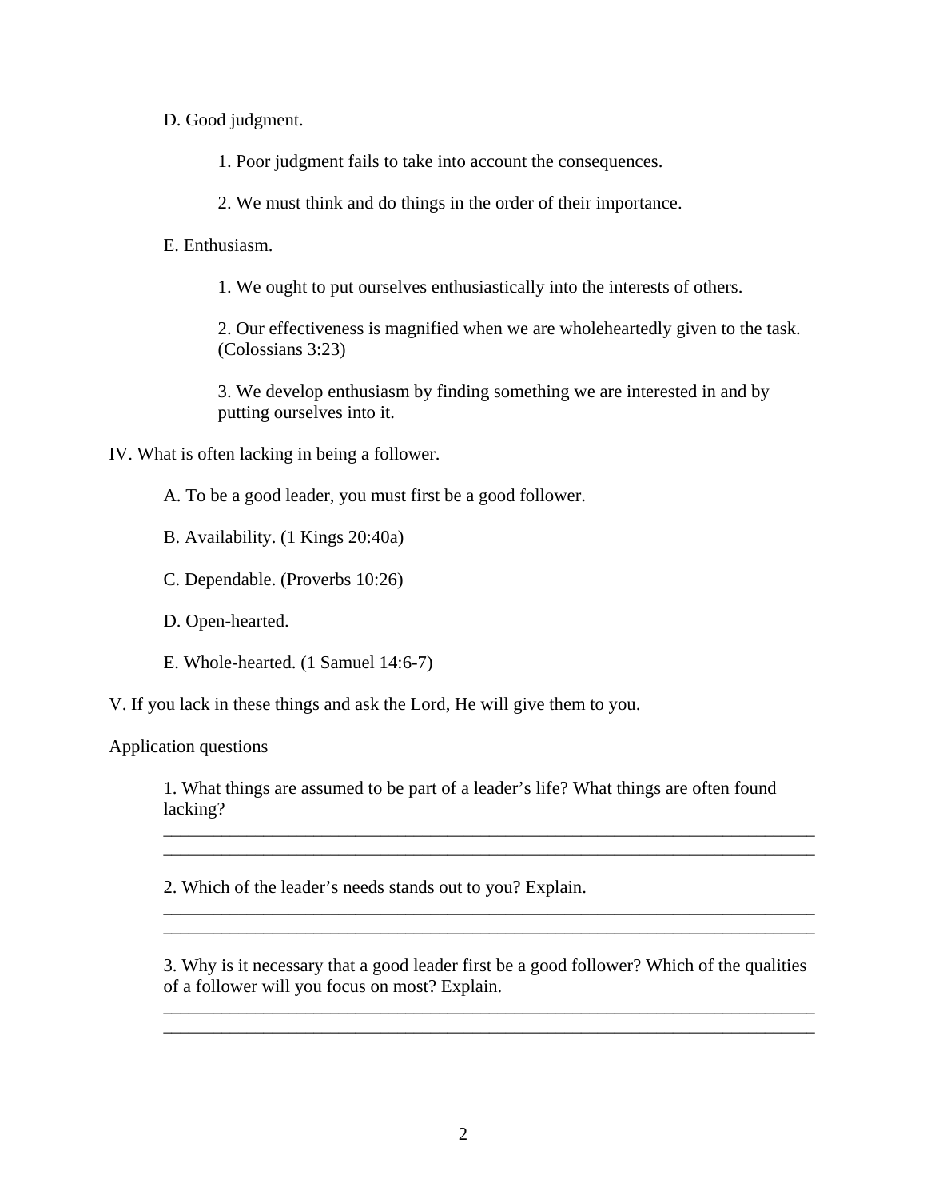D. Good judgment.

1. Poor judgment fails to take into account the consequences.

2. We must think and do things in the order of their importance.

E. Enthusiasm.

1. We ought to put ourselves enthusiastically into the interests of others.

2. Our effectiveness is magnified when we are wholeheartedly given to the task. (Colossians 3:23)

3. We develop enthusiasm by finding something we are interested in and by putting ourselves into it.

IV. What is often lacking in being a follower.

A. To be a good leader, you must first be a good follower.

B. Availability. (1 Kings 20:40a)

C. Dependable. (Proverbs 10:26)

D. Open-hearted.

E. Whole-hearted. (1 Samuel 14:6-7)

V. If you lack in these things and ask the Lord, He will give them to you.

Application questions

1. What things are assumed to be part of a leader's life? What things are often found lacking?

\_\_\_\_\_\_\_\_\_\_\_\_\_\_\_\_\_\_\_\_\_\_\_\_\_\_\_\_\_\_\_\_\_\_\_\_\_\_\_\_\_\_\_\_\_\_\_\_\_\_\_\_\_\_\_\_\_\_\_\_\_\_\_\_\_\_\_\_\_\_\_\_
\_\_\_\_\_\_\_\_\_\_\_\_\_\_\_\_\_\_\_\_\_\_\_\_\_\_\_\_\_\_\_\_\_\_\_\_\_\_\_\_\_\_\_\_\_\_\_\_\_\_\_\_\_\_\_\_\_\_\_\_\_\_\_\_\_\_\_\_\_\_\_\_

2. Which of the leader's needs stands out to you? Explain.

\_\_\_\_\_\_\_\_\_\_\_\_\_\_\_\_\_\_\_\_\_\_\_\_\_\_\_\_\_\_\_\_\_\_\_\_\_\_\_\_\_\_\_\_\_\_\_\_\_\_\_\_\_\_\_\_\_\_\_\_\_\_\_\_\_\_\_\_\_\_\_\_
\_\_\_\_\_\_\_\_\_\_\_\_\_\_\_\_\_\_\_\_\_\_\_\_\_\_\_\_\_\_\_\_\_\_\_\_\_\_\_\_\_\_\_\_\_\_\_\_\_\_\_\_\_\_\_\_\_\_\_\_\_\_\_\_\_\_\_\_\_\_\_\_

3. Why is it necessary that a good leader first be a good follower? Which of the qualities of a follower will you focus on most? Explain.

\_\_\_\_\_\_\_\_\_\_\_\_\_\_\_\_\_\_\_\_\_\_\_\_\_\_\_\_\_\_\_\_\_\_\_\_\_\_\_\_\_\_\_\_\_\_\_\_\_\_\_\_\_\_\_\_\_\_\_\_\_\_\_\_\_\_\_\_\_\_\_\_
\_\_\_\_\_\_\_\_\_\_\_\_\_\_\_\_\_\_\_\_\_\_\_\_\_\_\_\_\_\_\_\_\_\_\_\_\_\_\_\_\_\_\_\_\_\_\_\_\_\_\_\_\_\_\_\_\_\_\_\_\_\_\_\_\_\_\_\_\_\_\_\_